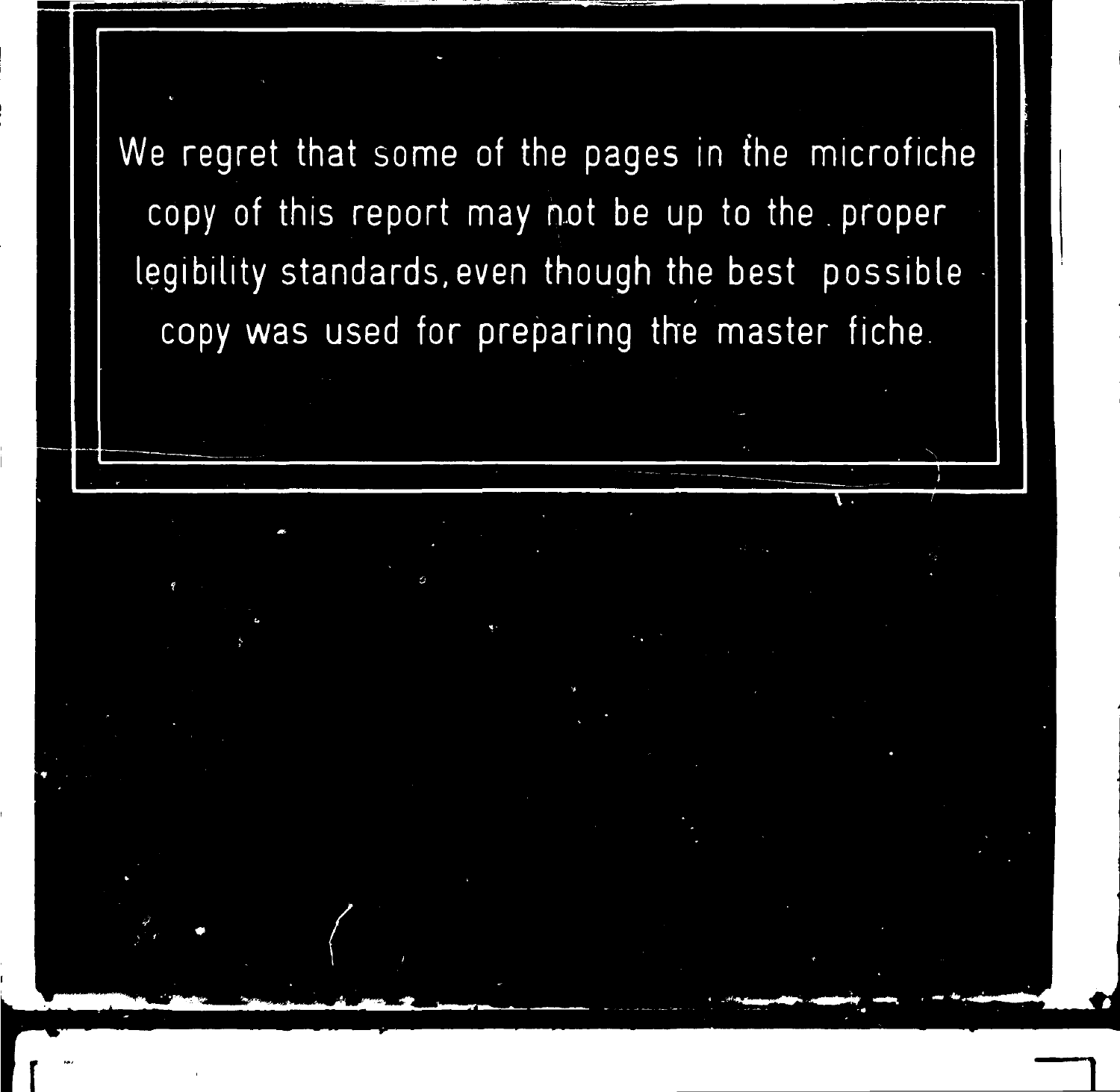We regret that some of the pages in the microfiche copy of this report may not be up to the proper legibility standards, even though the best possible copy was used for preparing the master fiche.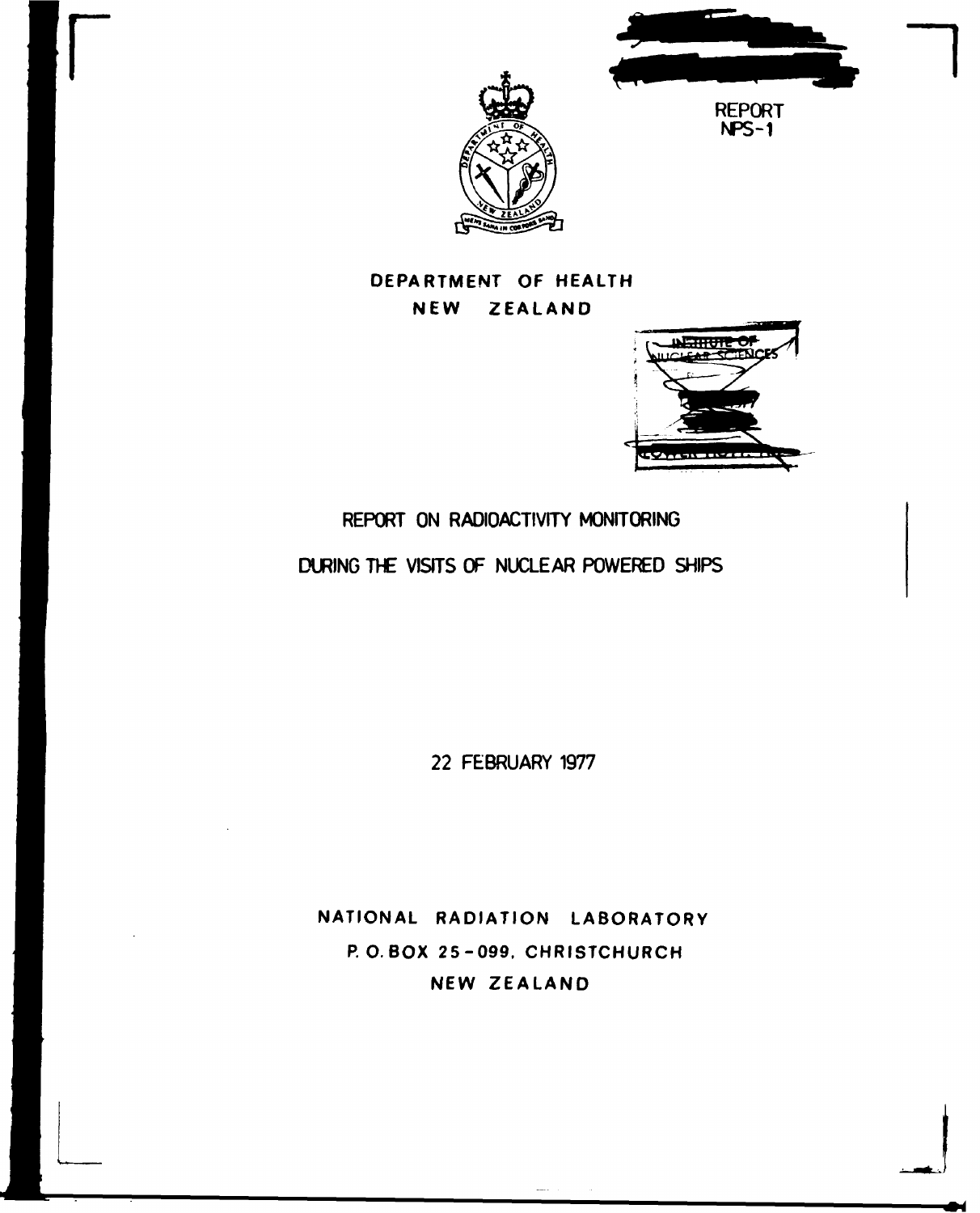REPORT
NPS-1

DEPARTMENT OF HEALTH
NEW ZEALAND

# REPORT ON RADIOACTIVITY MONITORING DURING THE VISITS OF NUCLEAR POWERED SHIPS

22 FEBRUARY 1977

NATIONAL RADIATION LABORATORY
P. O. BOX 25-099, CHRISTCHURCH
NEW ZEALAND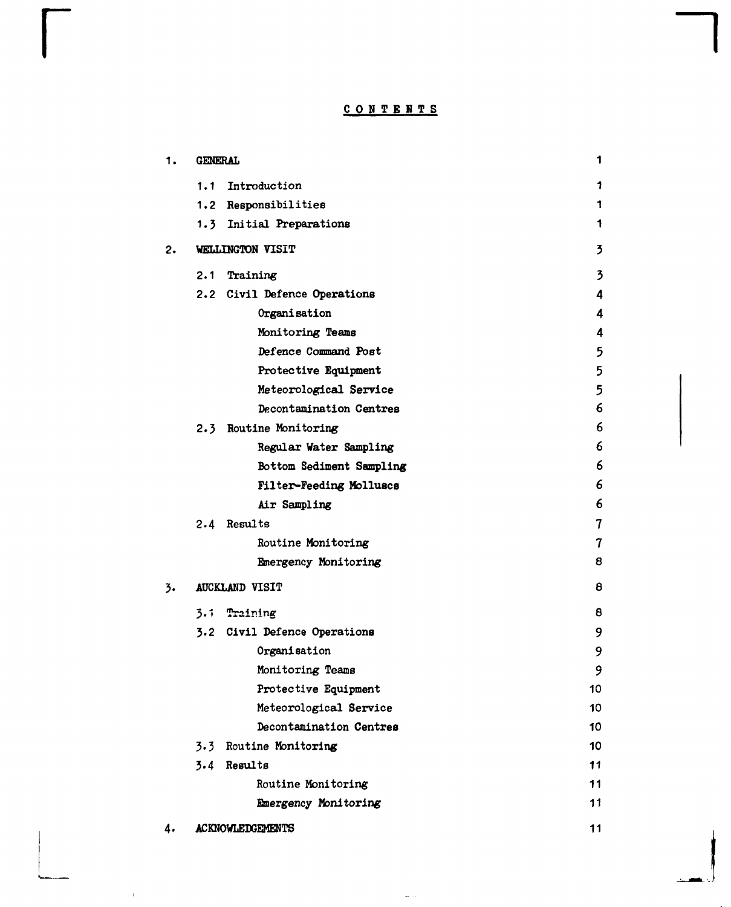# CONTENTS

| | | |
|---|---|---|
| 1. | GENERAL | 1 |
| | 1.1 Introduction | 1 |
| | 1.2 Responsibilities | 1 |
| | 1.3 Initial Preparations | 1 |
| 2. | WELLINGTON VISIT | 3 |
| | 2.1 Training | 3 |
| | 2.2 Civil Defence Operations | 4 |
| | Organisation | 4 |
| | Monitoring Teams | 4 |
| | Defence Command Post | 5 |
| | Protective Equipment | 5 |
| | Meteorological Service | 5 |
| | Decontamination Centres | 6 |
| | 2.3 Routine Monitoring | 6 |
| | Regular Water Sampling | 6 |
| | Bottom Sediment Sampling | 6 |
| | Filter-Feeding Molluscs | 6 |
| | Air Sampling | 6 |
| | 2.4 Results | 7 |
| | Routine Monitoring | 7 |
| | Emergency Monitoring | 8 |
| 3. | AUCKLAND VISIT | 8 |
| | 3.1 Training | 8 |
| | 3.2 Civil Defence Operations | 9 |
| | Organisation | 9 |
| | Monitoring Teams | 9 |
| | Protective Equipment | 10 |
| | Meteorological Service | 10 |
| | Decontamination Centres | 10 |
| | 3.3 Routine Monitoring | 10 |
| | 3.4 Results | 11 |
| | Routine Monitoring | 11 |
| | Emergency Monitoring | 11 |
| 4. | ACKNOWLEDGEMENTS | 11 |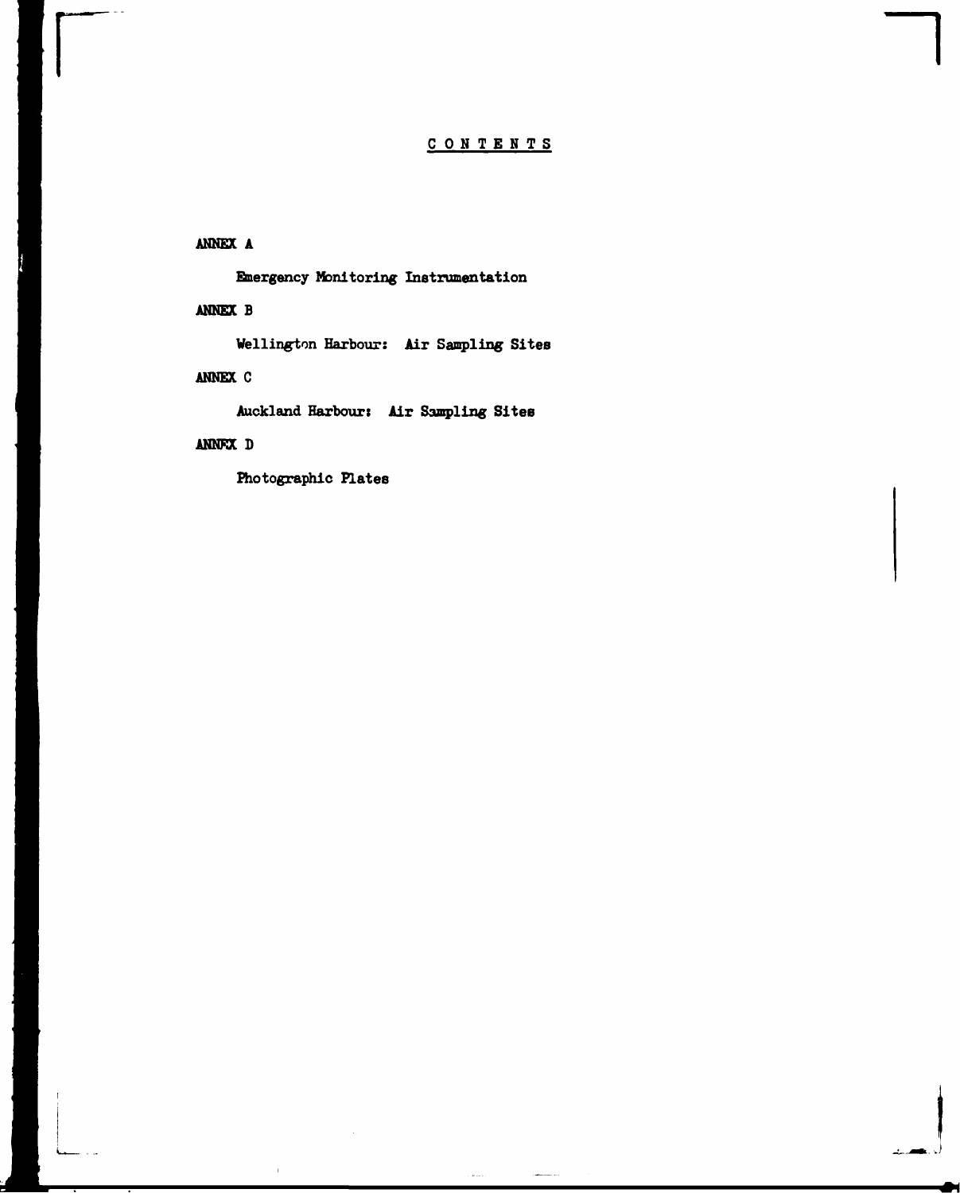# CONTENTS

**ANNEX A**

**Emergency Monitoring Instrumentation**

**ANNEX B**

**Wellington Harbour: Air Sampling Sites**

**ANNEX C**

**Auckland Harbour: Air Sampling Sites**

**ANNEX D**

**Photographic Plates**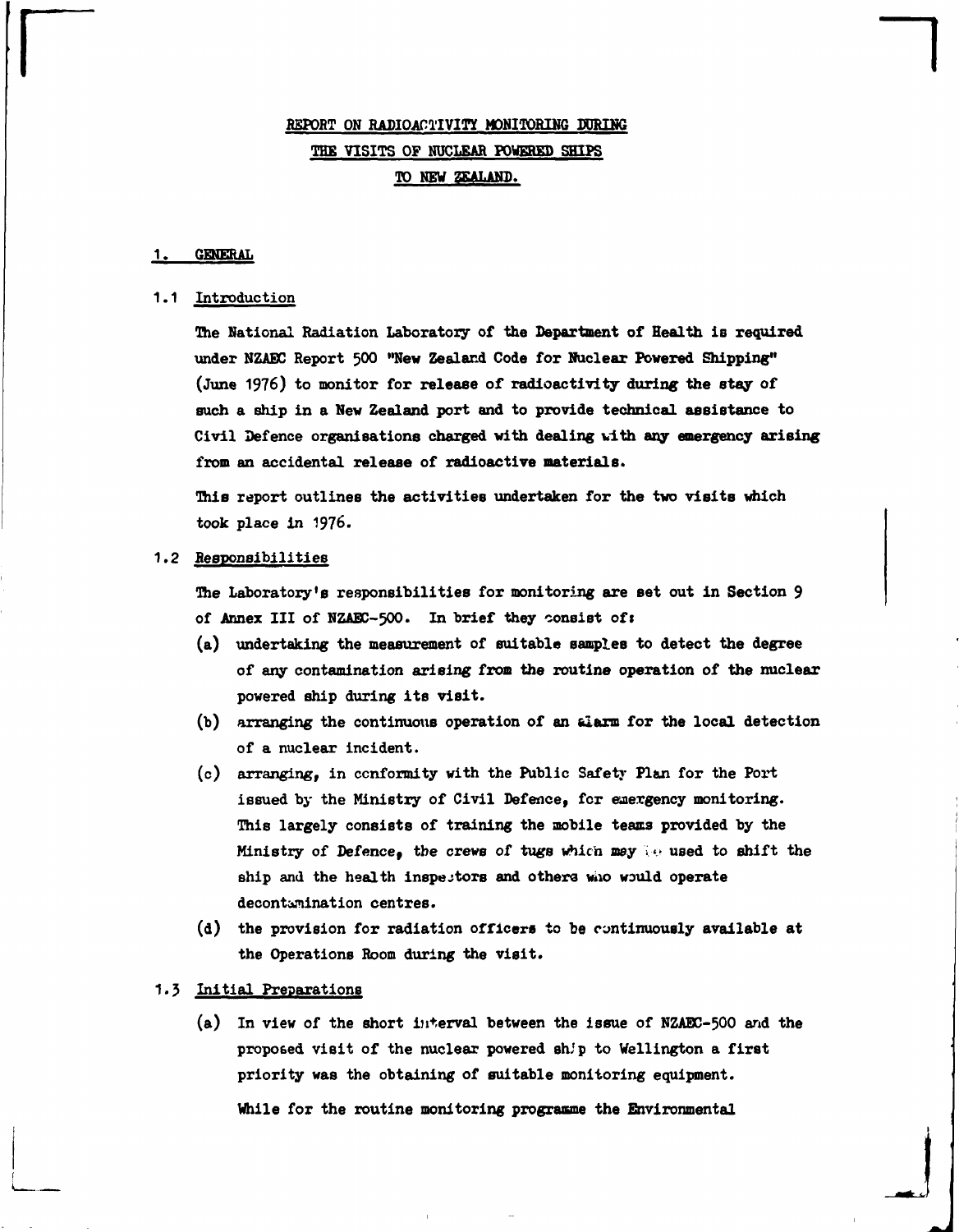# REPORT ON RADIOACTIVITY MONITORING DURING THE VISITS OF NUCLEAR POWERED SHIPS TO NEW ZEALAND.

## 1. GENERAL

### 1.1 Introduction

The National Radiation Laboratory of the Department of Health is required under NZAEC Report 500 "New Zealand Code for Nuclear Powered Shipping" (June 1976) to monitor for release of radioactivity during the stay of such a ship in a New Zealand port and to provide technical assistance to Civil Defence organisations charged with dealing with any emergency arising from an accidental release of radioactive materials.

This report outlines the activities undertaken for the two visits which took place in 1976.

### 1.2 Responsibilities

The Laboratory's responsibilities for monitoring are set out in Section 9 of Annex III of NZAEC-500. In brief they consist of:

(a) undertaking the measurement of suitable samples to detect the degree of any contamination arising from the routine operation of the nuclear powered ship during its visit.

(b) arranging the continuous operation of an alarm for the local detection of a nuclear incident.

(c) arranging, in conformity with the Public Safety Plan for the Port issued by the Ministry of Civil Defence, for emergency monitoring. This largely consists of training the mobile teams provided by the Ministry of Defence, the crews of tugs which may be used to shift the ship and the health inspectors and others who would operate decontamination centres.

(d) the provision for radiation officers to be continuously available at the Operations Room during the visit.

### 1.3 Initial Preparations

(a) In view of the short interval between the issue of NZAEC-500 and the proposed visit of the nuclear powered ship to Wellington a first priority was the obtaining of suitable monitoring equipment.

While for the routine monitoring programme the Environmental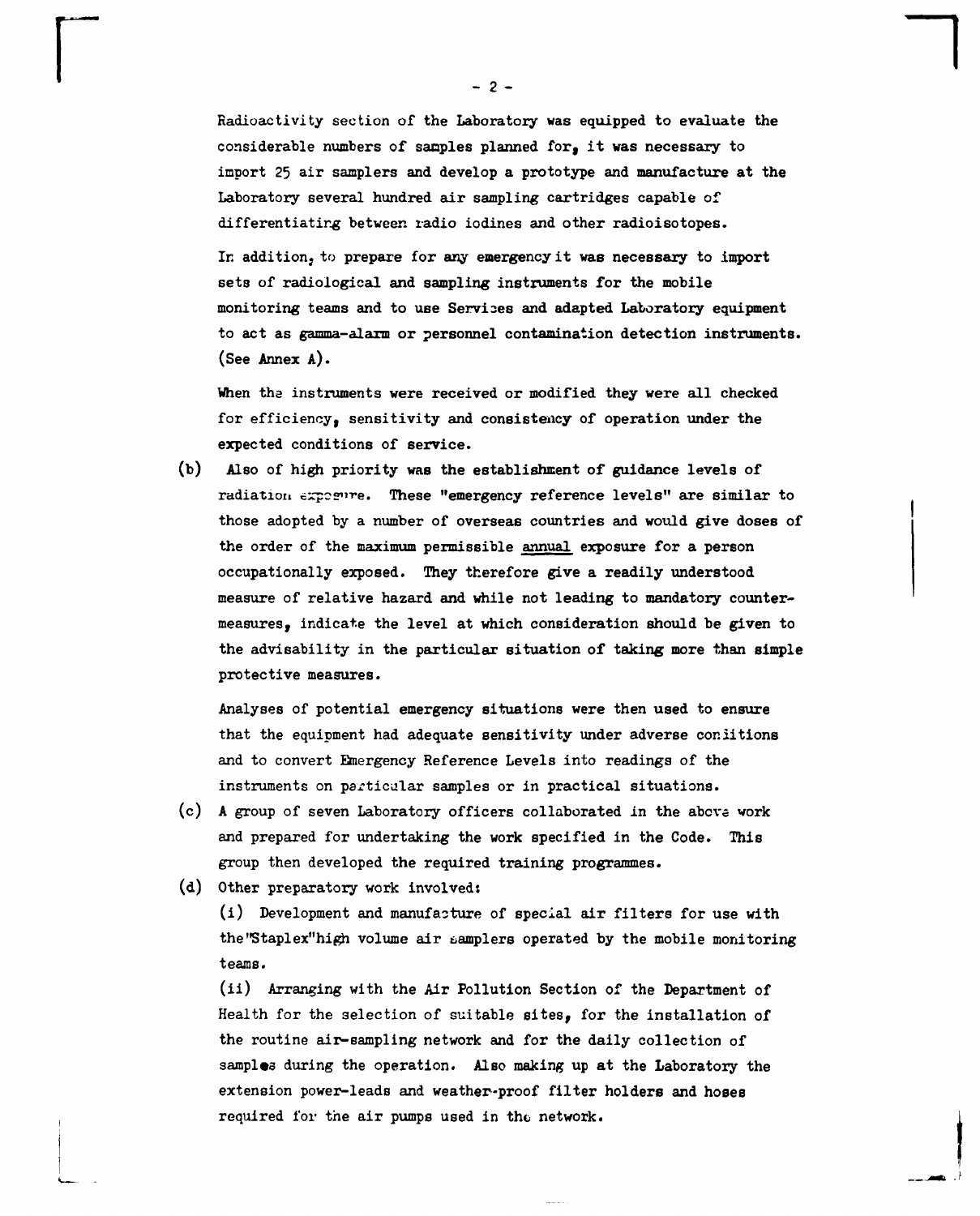Radioactivity section of the Laboratory was equipped to evaluate the considerable numbers of samples planned for, it was necessary to import 25 air samplers and develop a prototype and manufacture at the Laboratory several hundred air sampling cartridges capable of differentiating between radio iodines and other radioisotopes.

In addition, to prepare for any emergency it was necessary to import sets of radiological and sampling instruments for the mobile monitoring teams and to use Services and adapted Laboratory equipment to act as gamma-alarm or personnel contamination detection instruments. (See Annex A).

When the instruments were received or modified they were all checked for efficiency, sensitivity and consistency of operation under the expected conditions of service.

(b) Also of high priority was the establishment of guidance levels of radiation exposure. These "emergency reference levels" are similar to those adopted by a number of overseas countries and would give doses of the order of the maximum permissible annual exposure for a person occupationally exposed. They therefore give a readily understood measure of relative hazard and while not leading to mandatory counter-measures, indicate the level at which consideration should be given to the advisability in the particular situation of taking more than simple protective measures.

Analyses of potential emergency situations were then used to ensure that the equipment had adequate sensitivity under adverse conditions and to convert Emergency Reference Levels into readings of the instruments on particular samples or in practical situations.

(c) A group of seven Laboratory officers collaborated in the above work and prepared for undertaking the work specified in the Code. This group then developed the required training programmes.

(d) Other preparatory work involved:

(i) Development and manufacture of special air filters for use with the "Staplex" high volume air samplers operated by the mobile monitoring teams.

(ii) Arranging with the Air Pollution Section of the Department of Health for the selection of suitable sites, for the installation of the routine air-sampling network and for the daily collection of samples during the operation. Also making up at the Laboratory the extension power-leads and weather-proof filter holders and hoses required for the air pumps used in the network.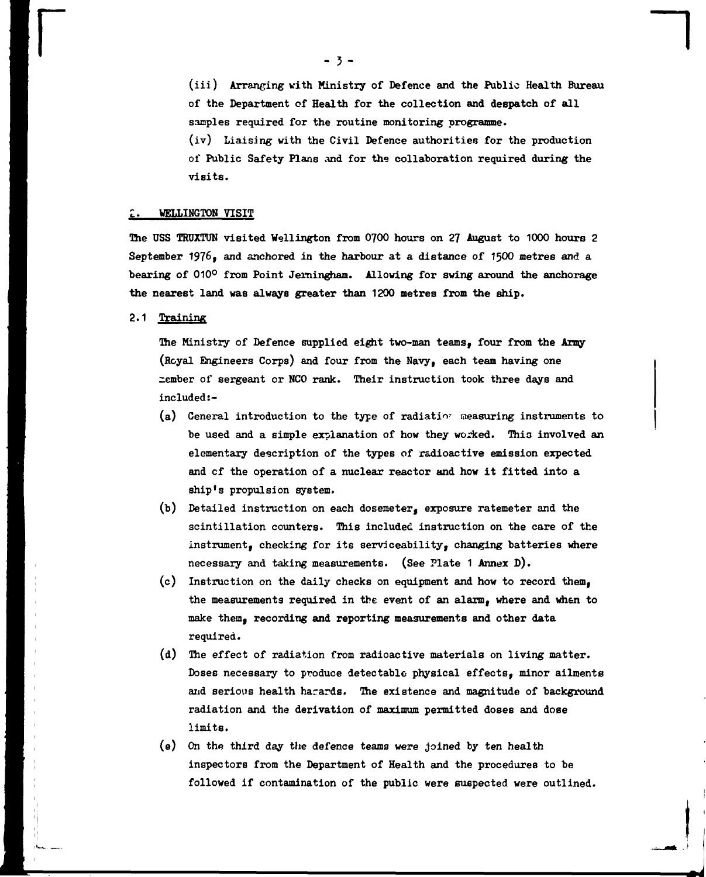(iii) Arranging with Ministry of Defence and the Public Health Bureau of the Department of Health for the collection and despatch of all samples required for the routine monitoring programme.

(iv) Liaising with the Civil Defence authorities for the production of Public Safety Plans and for the collaboration required during the visits.

## 2. WELLINGTON VISIT

The USS TRUXTUN visited Wellington from 0700 hours on 27 August to 1000 hours 2 September 1976, and anchored in the harbour at a distance of 1500 metres and a bearing of 010° from Point Jerningham. Allowing for swing around the anchorage the nearest land was always greater than 1200 metres from the ship.

### 2.1 Training

The Ministry of Defence supplied eight two-man teams, four from the Army (Royal Engineers Corps) and four from the Navy, each team having one member of sergeant or NCO rank. Their instruction took three days and included:-

(a) General introduction to the type of radiation measuring instruments to be used and a simple explanation of how they worked. This involved an elementary description of the types of radioactive emission expected and of the operation of a nuclear reactor and how it fitted into a ship's propulsion system.

(b) Detailed instruction on each dosemeter, exposure ratemeter and the scintillation counters. This included instruction on the care of the instrument, checking for its serviceability, changing batteries where necessary and taking measurements. (See Plate 1 Annex D).

(c) Instruction on the daily checks on equipment and how to record them, the measurements required in the event of an alarm, where and when to make them, recording and reporting measurements and other data required.

(d) The effect of radiation from radioactive materials on living matter. Doses necessary to produce detectable physical effects, minor ailments and serious health hazards. The existence and magnitude of background radiation and the derivation of maximum permitted doses and dose limits.

(e) On the third day the defence teams were joined by ten health inspectors from the Department of Health and the procedures to be followed if contamination of the public were suspected were outlined.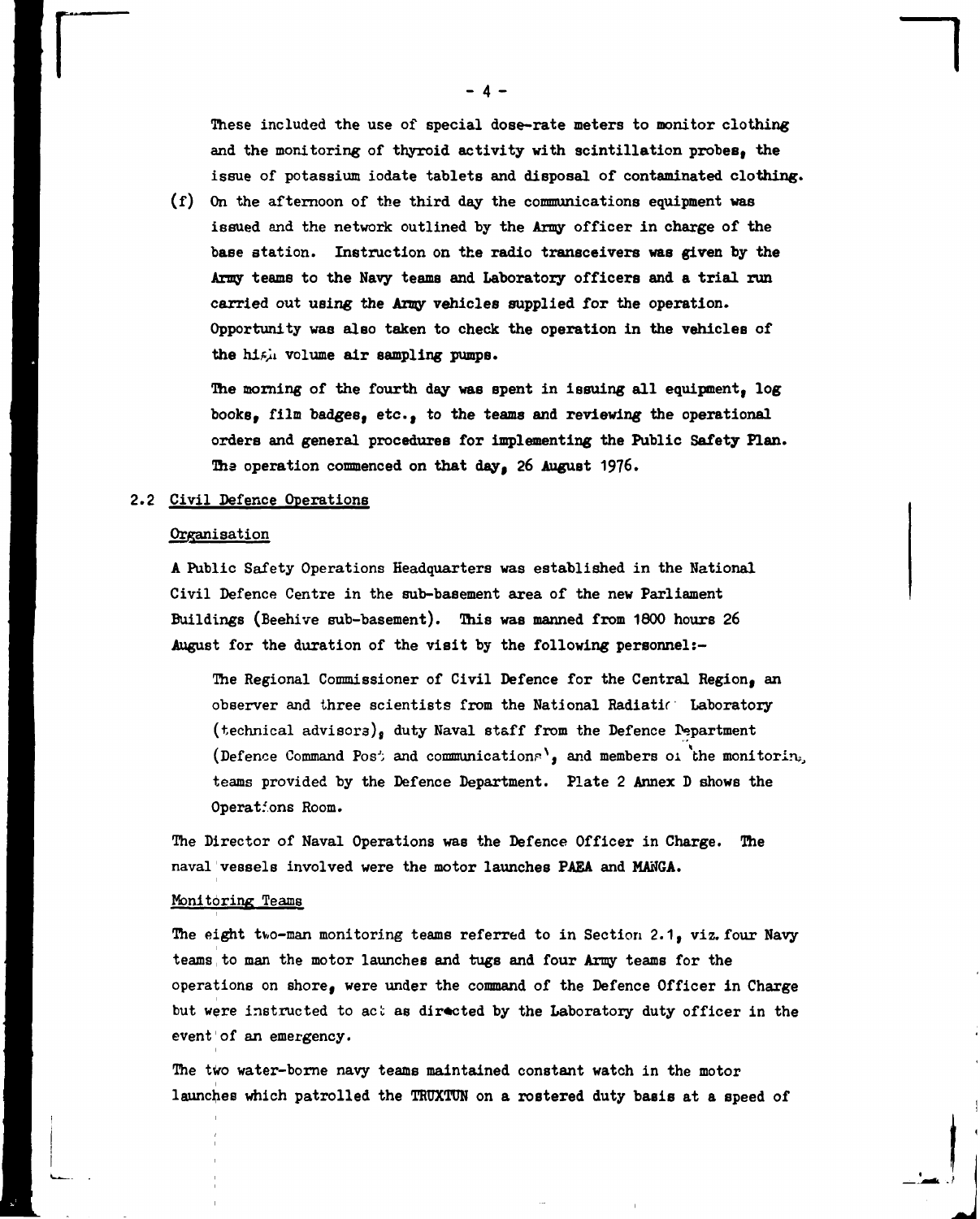These included the use of special dose-rate meters to monitor clothing and the monitoring of thyroid activity with scintillation probes, the issue of potassium iodate tablets and disposal of contaminated clothing.

(f) On the afternoon of the third day the communications equipment was issued and the network outlined by the Army officer in charge of the base station. Instruction on the radio transceivers was given by the Army teams to the Navy teams and Laboratory officers and a trial run carried out using the Army vehicles supplied for the operation. Opportunity was also taken to check the operation in the vehicles of the high volume air sampling pumps.

The morning of the fourth day was spent in issuing all equipment, log books, film badges, etc., to the teams and reviewing the operational orders and general procedures for implementing the Public Safety Plan. The operation commenced on that day, 26 August 1976.

## 2.2 Civil Defence Operations

### Organisation

A Public Safety Operations Headquarters was established in the National Civil Defence Centre in the sub-basement area of the new Parliament Buildings (Beehive sub-basement). This was manned from 1800 hours 26 August for the duration of the visit by the following personnel:-

The Regional Commissioner of Civil Defence for the Central Region, an observer and three scientists from the National Radiation Laboratory (technical advisors), duty Naval staff from the Defence Department (Defence Command Post and communications), and members of the monitoring teams provided by the Defence Department. Plate 2 Annex D shows the Operations Room.

The Director of Naval Operations was the Defence Officer in Charge. The naval vessels involved were the motor launches PAEA and MANGA.

### Monitoring Teams

The eight two-man monitoring teams referred to in Section 2.1, viz. four Navy teams to man the motor launches and tugs and four Army teams for the operations on shore, were under the command of the Defence Officer in Charge but were instructed to act as directed by the Laboratory duty officer in the event of an emergency.

The two water-borne navy teams maintained constant watch in the motor launches which patrolled the TRUXTUN on a rostered duty basis at a speed of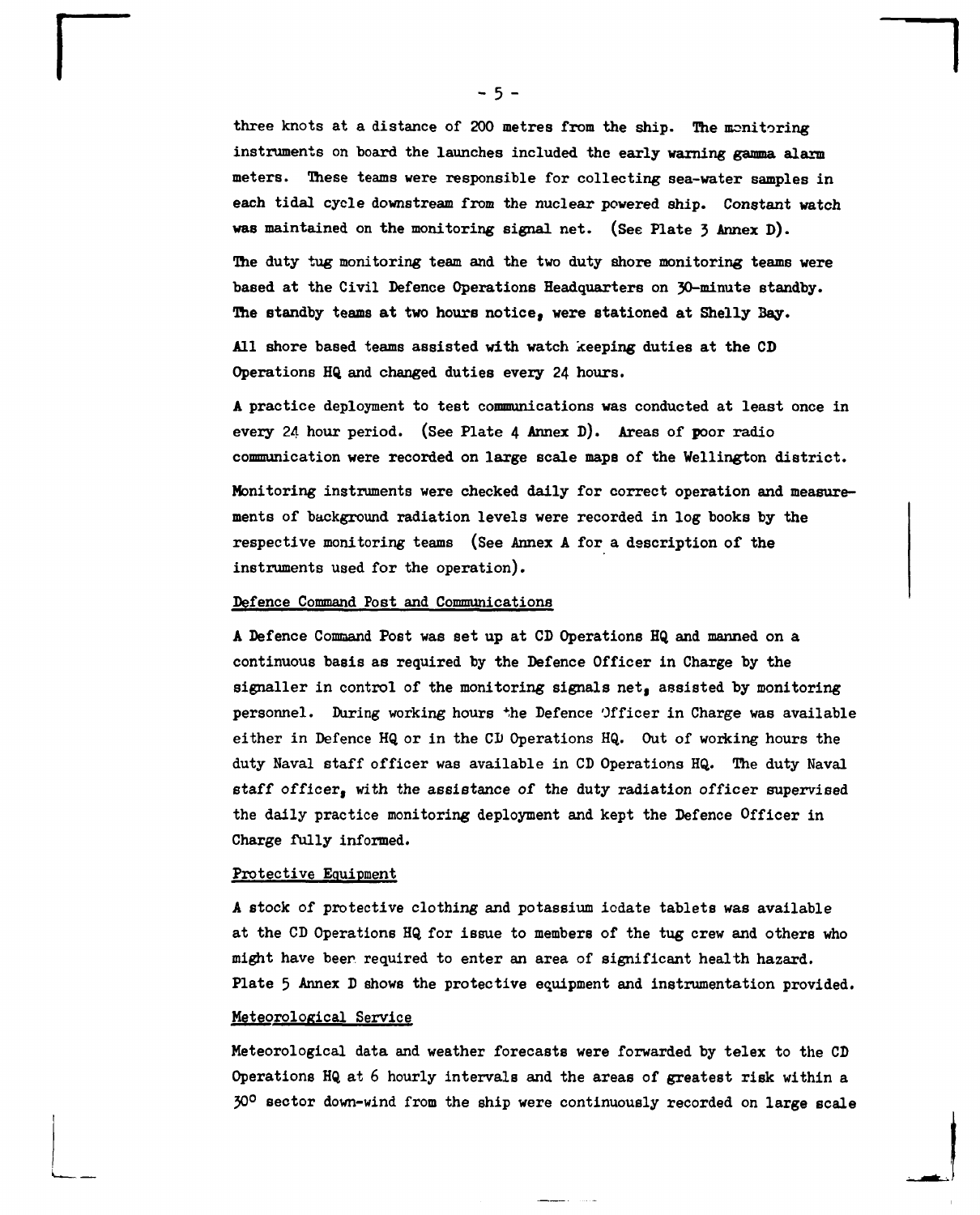three knots at a distance of 200 metres from the ship. The monitoring instruments on board the launches included the early warning gamma alarm meters. These teams were responsible for collecting sea-water samples in each tidal cycle downstream from the nuclear powered ship. Constant watch was maintained on the monitoring signal net. (See Plate 3 Annex D).

The duty tug monitoring team and the two duty shore monitoring teams were based at the Civil Defence Operations Headquarters on 30-minute standby. The standby teams at two hours notice, were stationed at Shelly Bay.

All shore based teams assisted with watch keeping duties at the CD Operations HQ and changed duties every 24 hours.

A practice deployment to test communications was conducted at least once in every 24 hour period. (See Plate 4 Annex D). Areas of poor radio communication were recorded on large scale maps of the Wellington district.

Monitoring instruments were checked daily for correct operation and measurements of background radiation levels were recorded in log books by the respective monitoring teams (See Annex A for a description of the instruments used for the operation).

## Defence Command Post and Communications

A Defence Command Post was set up at CD Operations HQ and manned on a continuous basis as required by the Defence Officer in Charge by the signaller in control of the monitoring signals net, assisted by monitoring personnel. During working hours the Defence Officer in Charge was available either in Defence HQ or in the CD Operations HQ. Out of working hours the duty Naval staff officer was available in CD Operations HQ. The duty Naval staff officer, with the assistance of the duty radiation officer supervised the daily practice monitoring deployment and kept the Defence Officer in Charge fully informed.

## Protective Equipment

A stock of protective clothing and potassium iodate tablets was available at the CD Operations HQ for issue to members of the tug crew and others who might have been required to enter an area of significant health hazard. Plate 5 Annex D shows the protective equipment and instrumentation provided.

## Meteorological Service

Meteorological data and weather forecasts were forwarded by telex to the CD Operations HQ at 6 hourly intervals and the areas of greatest risk within a 30° sector down-wind from the ship were continuously recorded on large scale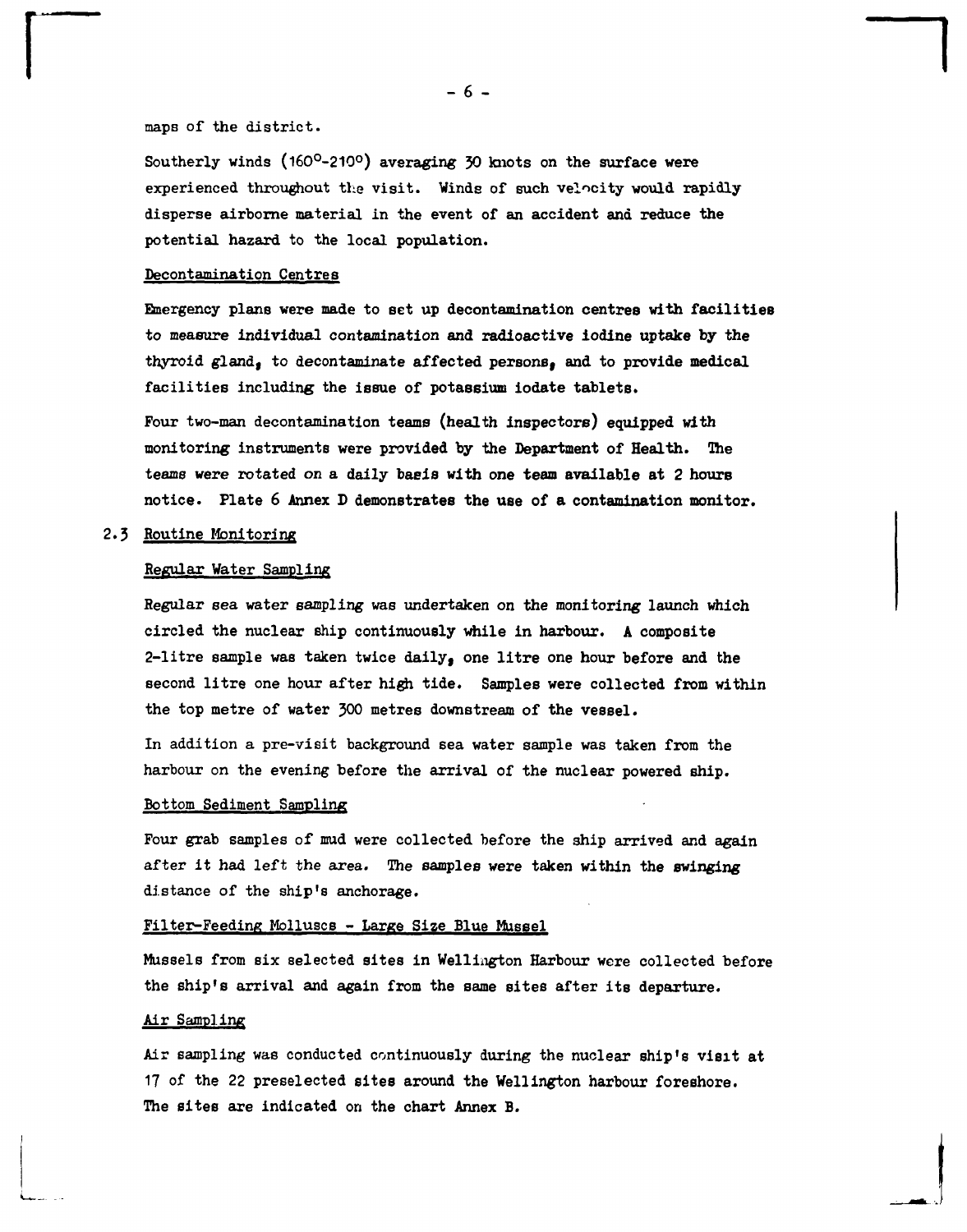maps of the district.

Southerly winds ($160^{o}$-$210^{o}$) averaging 30 knots on the surface were experienced throughout the visit. Winds of such velocity would rapidly disperse airborne material in the event of an accident and reduce the potential hazard to the local population.

Decontamination Centres

Emergency plans were made to set up decontamination centres with facilities to measure individual contamination and radioactive iodine uptake by the thyroid gland, to decontaminate affected persons, and to provide medical facilities including the issue of potassium iodate tablets.

Four two-man decontamination teams (health inspectors) equipped with monitoring instruments were provided by the Department of Health. The teams were rotated on a daily basis with one team available at 2 hours notice. Plate 6 Annex D demonstrates the use of a contamination monitor.

## 2.3 Routine Monitoring

Regular Water Sampling

Regular sea water sampling was undertaken on the monitoring launch which circled the nuclear ship continuously while in harbour. A composite 2-litre sample was taken twice daily, one litre one hour before and the second litre one hour after high tide. Samples were collected from within the top metre of water 300 metres downstream of the vessel.

In addition a pre-visit background sea water sample was taken from the harbour on the evening before the arrival of the nuclear powered ship.

Bottom Sediment Sampling

Four grab samples of mud were collected before the ship arrived and again after it had left the area. The samples were taken within the swinging distance of the ship's anchorage.

Filter-Feeding Molluscs - Large Size Blue Mussel

Mussels from six selected sites in Wellington Harbour were collected before the ship's arrival and again from the same sites after its departure.

Air Sampling

Air sampling was conducted continuously during the nuclear ship's visit at 17 of the 22 preselected sites around the Wellington harbour foreshore. The sites are indicated on the chart Annex B.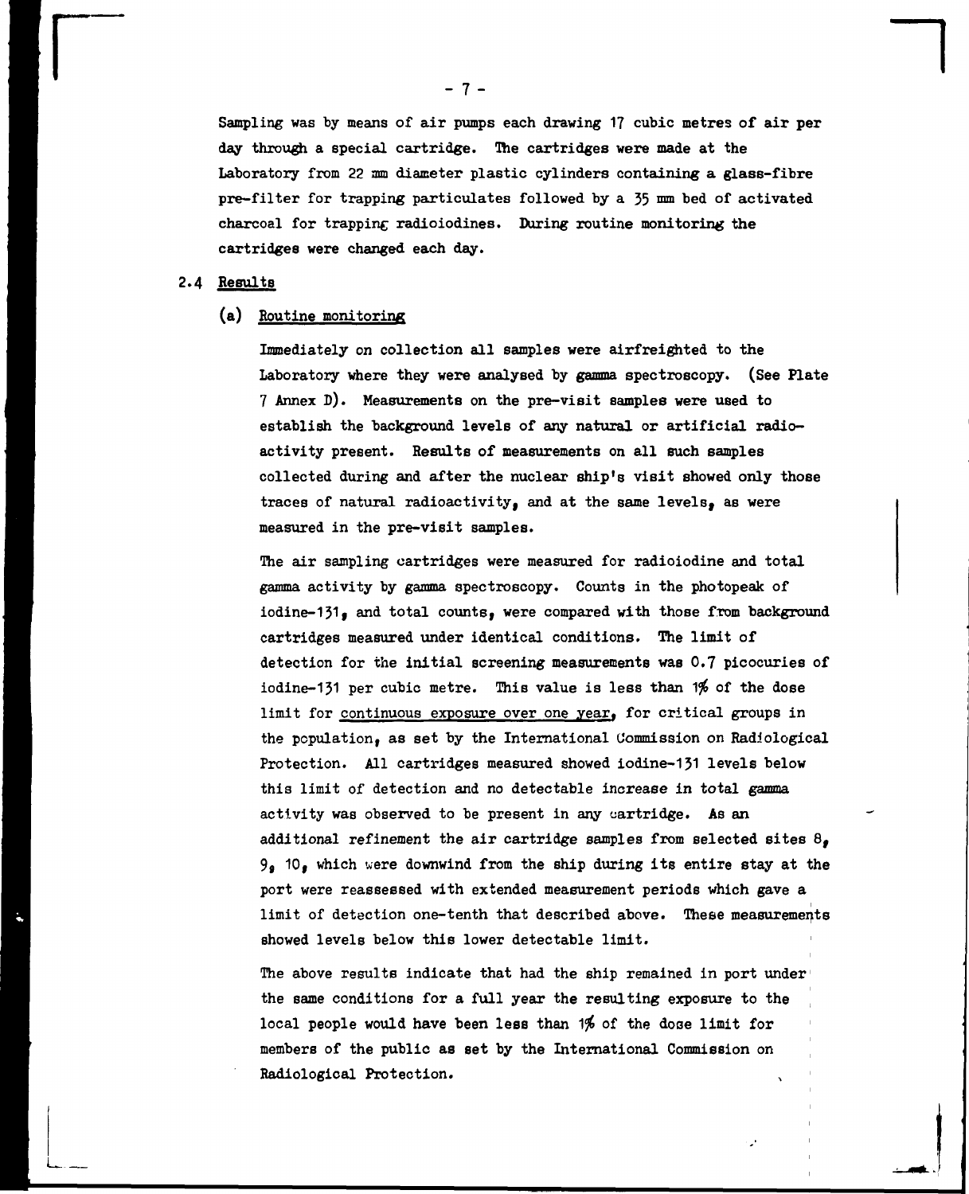Sampling was by means of air pumps each drawing 17 cubic metres of air per day through a special cartridge. The cartridges were made at the Laboratory from 22 mm diameter plastic cylinders containing a glass-fibre pre-filter for trapping particulates followed by a 35 mm bed of activated charcoal for trapping radioiodines. During routine monitoring the cartridges were changed each day.

## 2.4 Results

### (a) Routine monitoring

Immediately on collection all samples were airfreighted to the Laboratory where they were analysed by gamma spectroscopy. (See Plate 7 Annex D). Measurements on the pre-visit samples were used to establish the background levels of any natural or artificial radioactivity present. Results of measurements on all such samples collected during and after the nuclear ship's visit showed only those traces of natural radioactivity, and at the same levels, as were measured in the pre-visit samples.

The air sampling cartridges were measured for radioiodine and total gamma activity by gamma spectroscopy. Counts in the photopeak of iodine-131, and total counts, were compared with those from background cartridges measured under identical conditions. The limit of detection for the initial screening measurements was 0.7 picocuries of iodine-131 per cubic metre. This value is less than 1% of the dose limit for continuous exposure over one year, for critical groups in the population, as set by the International Commission on Radiological Protection. All cartridges measured showed iodine-131 levels below this limit of detection and no detectable increase in total gamma activity was observed to be present in any cartridge. As an additional refinement the air cartridge samples from selected sites 8, 9, 10, which were downwind from the ship during its entire stay at the port were reassessed with extended measurement periods which gave a limit of detection one-tenth that described above. These measurements showed levels below this lower detectable limit.

The above results indicate that had the ship remained in port under the same conditions for a full year the resulting exposure to the local people would have been less than 1% of the dose limit for members of the public as set by the International Commission on Radiological Protection.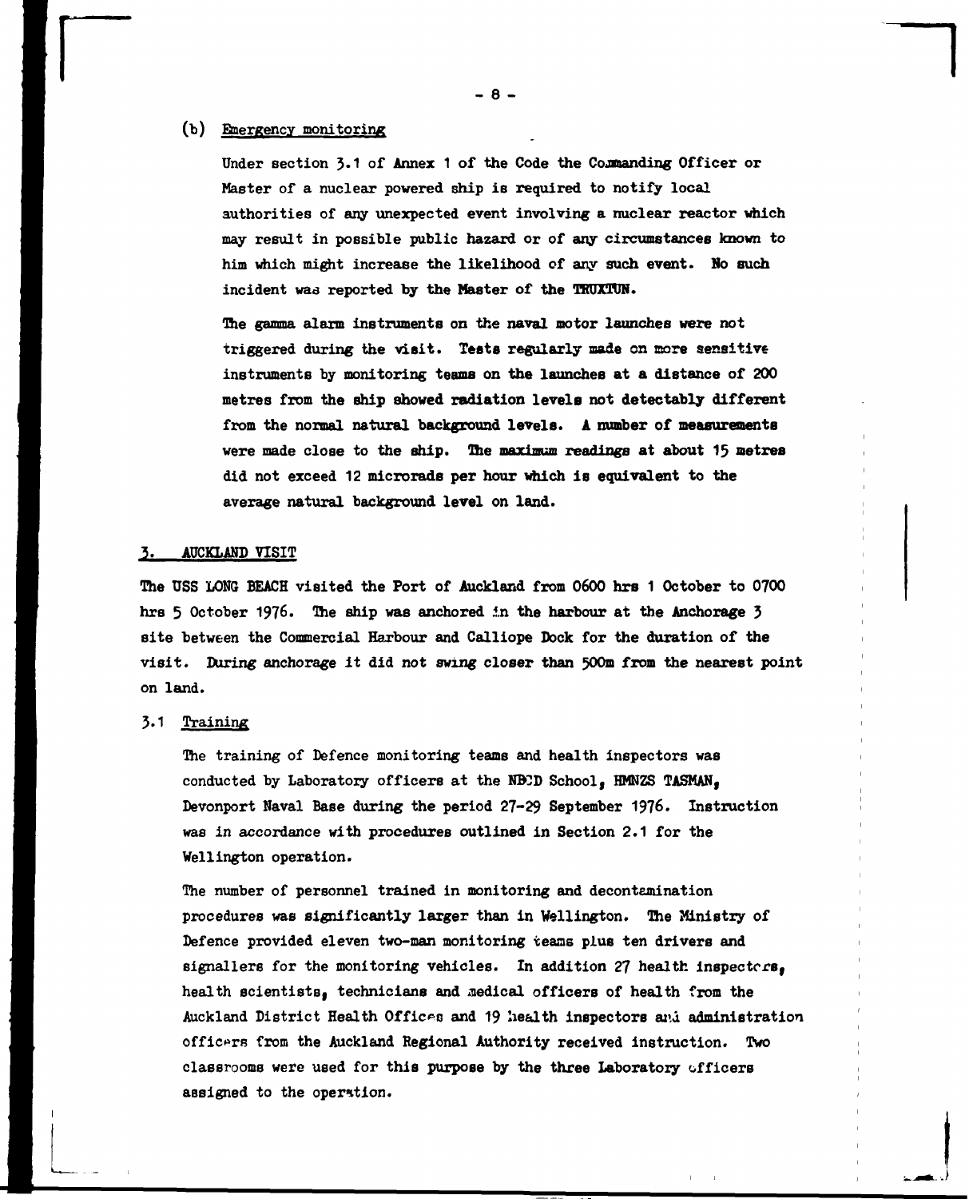(b) Emergency monitoring

Under section 3.1 of Annex 1 of the Code the Commanding Officer or Master of a nuclear powered ship is required to notify local authorities of any unexpected event involving a nuclear reactor which may result in possible public hazard or of any circumstances known to him which might increase the likelihood of any such event. No such incident was reported by the Master of the TRUXTUN.

The gamma alarm instruments on the naval motor launches were not triggered during the visit. Tests regularly made on more sensitive instruments by monitoring teams on the launches at a distance of 200 metres from the ship showed radiation levels not detectably different from the normal natural background levels. A number of measurements were made close to the ship. The maximum readings at about 15 metres did not exceed 12 microrads per hour which is equivalent to the average natural background level on land.

## 3. AUCKLAND VISIT

The USS LONG BEACH visited the Port of Auckland from 0600 hrs 1 October to 0700 hrs 5 October 1976. The ship was anchored in the harbour at the Anchorage 3 site between the Commercial Harbour and Calliope Dock for the duration of the visit. During anchorage it did not swing closer than 500m from the nearest point on land.

### 3.1 Training

The training of Defence monitoring teams and health inspectors was conducted by Laboratory officers at the NBCD School, HMNZS TASMAN, Devonport Naval Base during the period 27-29 September 1976. Instruction was in accordance with procedures outlined in Section 2.1 for the Wellington operation.

The number of personnel trained in monitoring and decontamination procedures was significantly larger than in Wellington. The Ministry of Defence provided eleven two-man monitoring teams plus ten drivers and signallers for the monitoring vehicles. In addition 27 health inspectors, health scientists, technicians and medical officers of health from the Auckland District Health Offices and 19 health inspectors and administration officers from the Auckland Regional Authority received instruction. Two classrooms were used for this purpose by the three Laboratory officers assigned to the operation.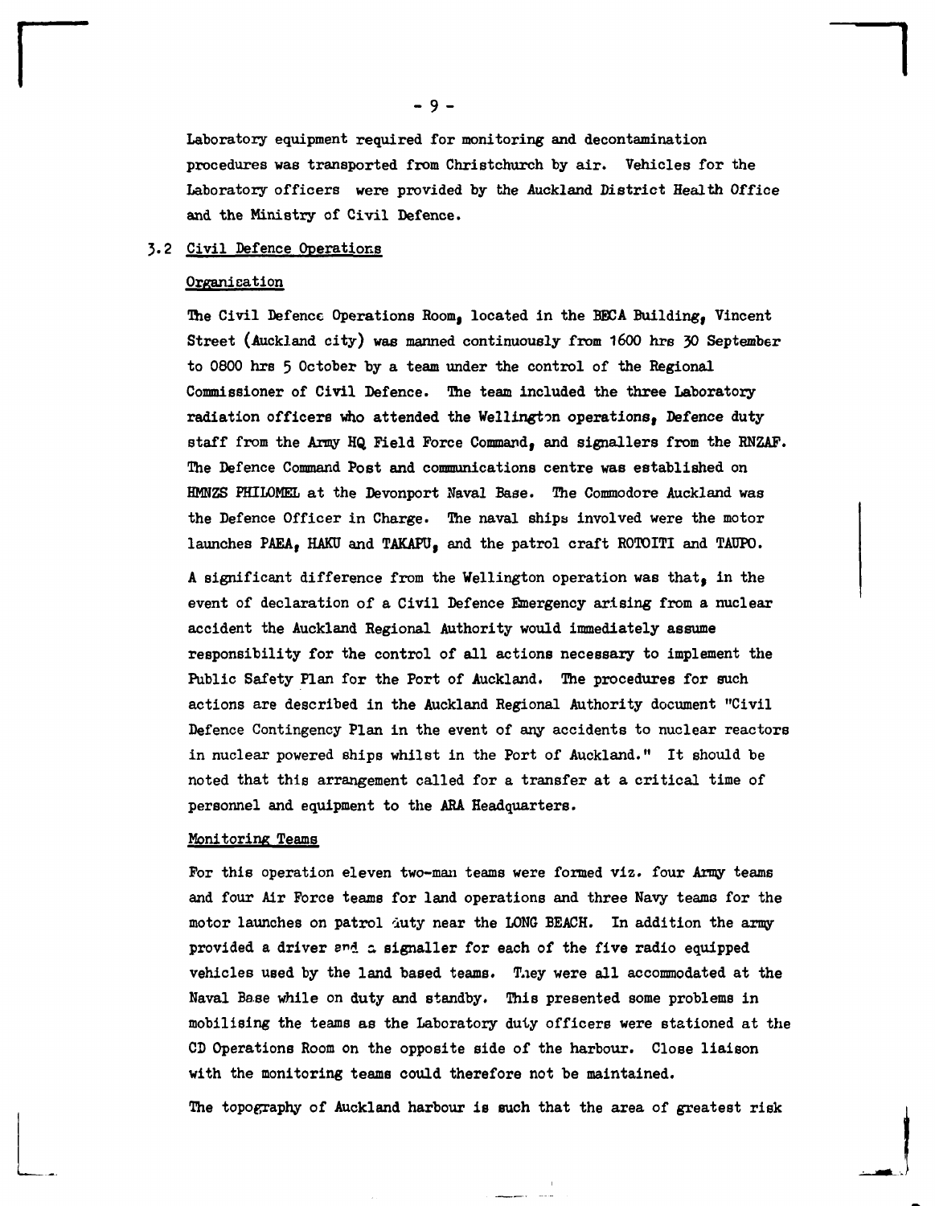Laboratory equipment required for monitoring and decontamination procedures was transported from Christchurch by air. Vehicles for the Laboratory officers were provided by the Auckland District Health Office and the Ministry of Civil Defence.

### 3.2 Civil Defence Operations

#### Organisation

The Civil Defence Operations Room, located in the BECA Building, Vincent Street (Auckland city) was manned continuously from 1600 hrs 30 September to 0800 hrs 5 October by a team under the control of the Regional Commissioner of Civil Defence. The team included the three Laboratory radiation officers who attended the Wellington operations, Defence duty staff from the Army HQ Field Force Command, and signallers from the RNZAF. The Defence Command Post and communications centre was established on HMNZS PHILOMEL at the Devonport Naval Base. The Commodore Auckland was the Defence Officer in Charge. The naval ships involved were the motor launches PAEA, HAKU and TAKAPU, and the patrol craft ROTOITI and TAUPO.

A significant difference from the Wellington operation was that, in the event of declaration of a Civil Defence Emergency arising from a nuclear accident the Auckland Regional Authority would immediately assume responsibility for the control of all actions necessary to implement the Public Safety Plan for the Port of Auckland. The procedures for such actions are described in the Auckland Regional Authority document "Civil Defence Contingency Plan in the event of any accidents to nuclear reactors in nuclear powered ships whilst in the Port of Auckland." It should be noted that this arrangement called for a transfer at a critical time of personnel and equipment to the ARA Headquarters.

#### Monitoring Teams

For this operation eleven two-man teams were formed viz. four Army teams and four Air Force teams for land operations and three Navy teams for the motor launches on patrol duty near the LONG BEACH. In addition the army provided a driver and a signaller for each of the five radio equipped vehicles used by the land based teams. They were all accommodated at the Naval Base while on duty and standby. This presented some problems in mobilising the teams as the Laboratory duty officers were stationed at the CD Operations Room on the opposite side of the harbour. Close liaison with the monitoring teams could therefore not be maintained.

The topography of Auckland harbour is such that the area of greatest risk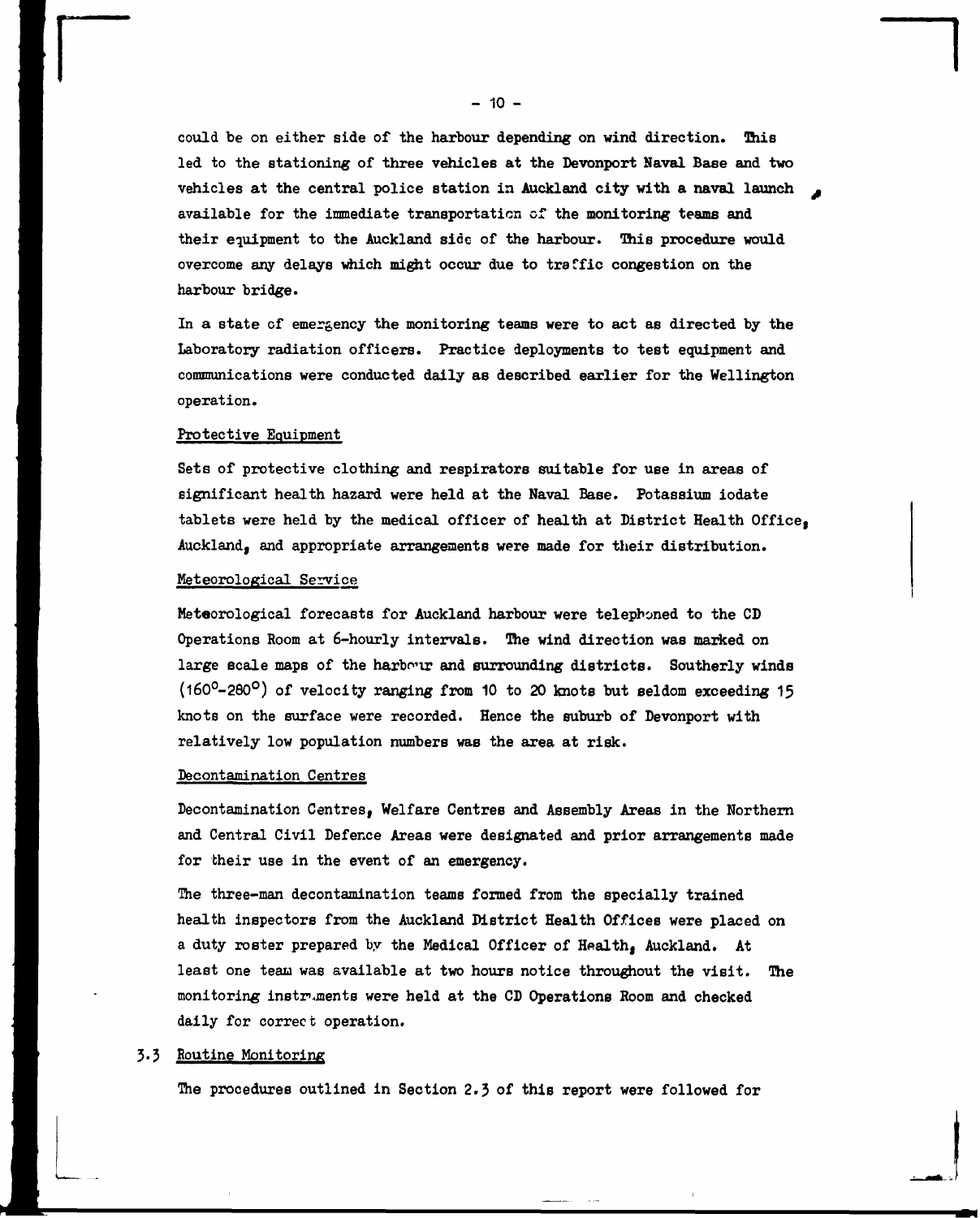could be on either side of the harbour depending on wind direction. This led to the stationing of three vehicles at the Devonport Naval Base and two vehicles at the central police station in Auckland city with a naval launch available for the immediate transportation of the monitoring teams and their equipment to the Auckland side of the harbour. This procedure would overcome any delays which might occur due to traffic congestion on the harbour bridge.

In a state of emergency the monitoring teams were to act as directed by the Laboratory radiation officers. Practice deployments to test equipment and communications were conducted daily as described earlier for the Wellington operation.

Protective Equipment

Sets of protective clothing and respirators suitable for use in areas of significant health hazard were held at the Naval Base. Potassium iodate tablets were held by the medical officer of health at District Health Office, Auckland, and appropriate arrangements were made for their distribution.

Meteorological Service

Meteorological forecasts for Auckland harbour were telephoned to the CD Operations Room at 6-hourly intervals. The wind direction was marked on large scale maps of the harbour and surrounding districts. Southerly winds (160°-280°) of velocity ranging from 10 to 20 knots but seldom exceeding 15 knots on the surface were recorded. Hence the suburb of Devonport with relatively low population numbers was the area at risk.

Decontamination Centres

Decontamination Centres, Welfare Centres and Assembly Areas in the Northern and Central Civil Defence Areas were designated and prior arrangements made for their use in the event of an emergency.

The three-man decontamination teams formed from the specially trained health inspectors from the Auckland District Health Offices were placed on a duty roster prepared by the Medical Officer of Health, Auckland. At least one team was available at two hours notice throughout the visit. The monitoring instruments were held at the CD Operations Room and checked daily for correct operation.

## 3.3 Routine Monitoring

The procedures outlined in Section 2.3 of this report were followed for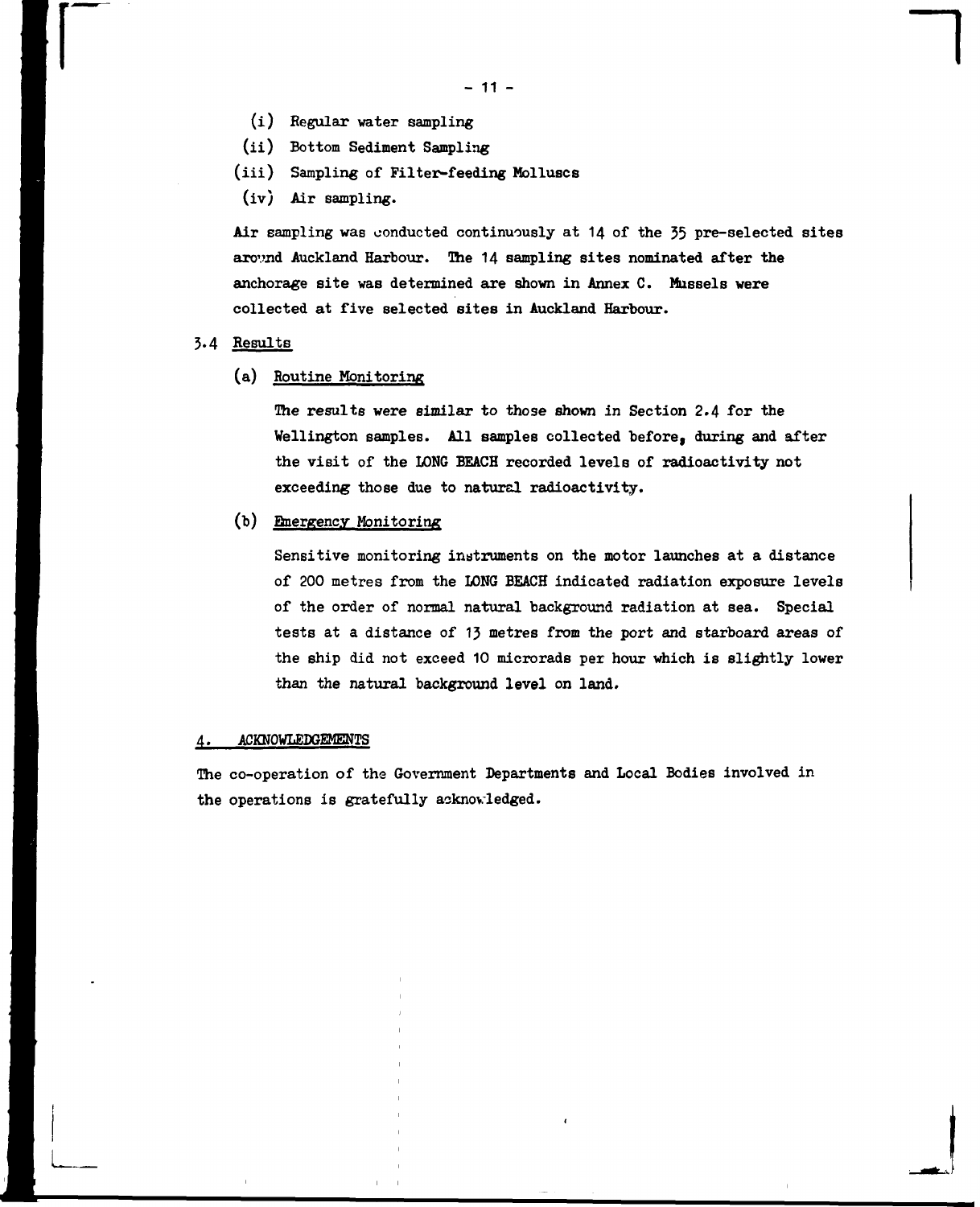(i) Regular water sampling

(ii) Bottom Sediment Sampling

(iii) Sampling of Filter-feeding Molluscs

(iv) Air sampling.

Air sampling was conducted continuously at 14 of the 35 pre-selected sites around Auckland Harbour. The 14 sampling sites nominated after the anchorage site was determined are shown in Annex C. Mussels were collected at five selected sites in Auckland Harbour.

### 3.4 Results

(a) Routine Monitoring

The results were similar to those shown in Section 2.4 for the Wellington samples. All samples collected before, during and after the visit of the LONG BEACH recorded levels of radioactivity not exceeding those due to natural radioactivity.

(b) Emergency Monitoring

Sensitive monitoring instruments on the motor launches at a distance of 200 metres from the LONG BEACH indicated radiation exposure levels of the order of normal natural background radiation at sea. Special tests at a distance of 13 metres from the port and starboard areas of the ship did not exceed 10 microrads per hour which is slightly lower than the natural background level on land.

## 4. ACKNOWLEDGEMENTS

The co-operation of the Government Departments and Local Bodies involved in the operations is gratefully acknowledged.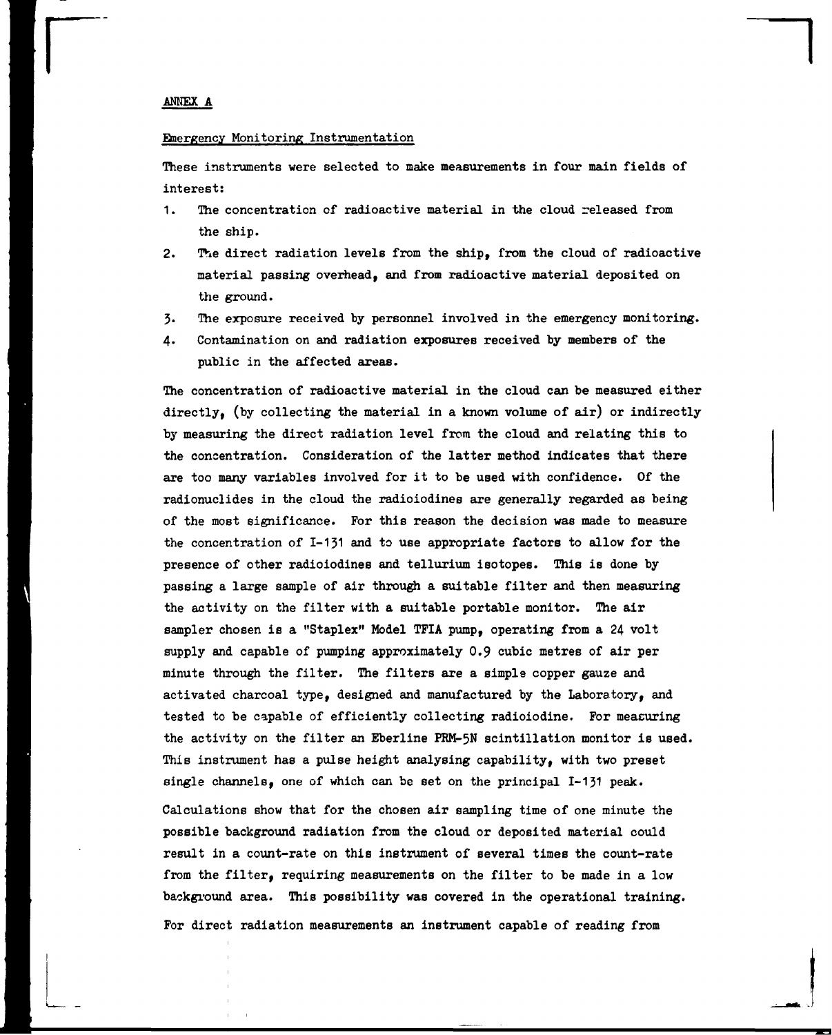## ANNEX A

### Emergency Monitoring Instrumentation

These instruments were selected to make measurements in four main fields of interest:

1. The concentration of radioactive material in the cloud released from the ship.
2. The direct radiation levels from the ship, from the cloud of radioactive material passing overhead, and from radioactive material deposited on the ground.
3. The exposure received by personnel involved in the emergency monitoring.
4. Contamination on and radiation exposures received by members of the public in the affected areas.

The concentration of radioactive material in the cloud can be measured either directly, (by collecting the material in a known volume of air) or indirectly by measuring the direct radiation level from the cloud and relating this to the concentration. Consideration of the latter method indicates that there are too many variables involved for it to be used with confidence. Of the radionuclides in the cloud the radioiodines are generally regarded as being of the most significance. For this reason the decision was made to measure the concentration of I-131 and to use appropriate factors to allow for the presence of other radioiodines and tellurium isotopes. This is done by passing a large sample of air through a suitable filter and then measuring the activity on the filter with a suitable portable monitor. The air sampler chosen is a "Staplex" Model TFIA pump, operating from a 24 volt supply and capable of pumping approximately 0.9 cubic metres of air per minute through the filter. The filters are a simple copper gauze and activated charcoal type, designed and manufactured by the Laboratory, and tested to be capable of efficiently collecting radioiodine. For measuring the activity on the filter an Eberline PRM-5N scintillation monitor is used. This instrument has a pulse height analysing capability, with two preset single channels, one of which can be set on the principal I-131 peak.

Calculations show that for the chosen air sampling time of one minute the possible background radiation from the cloud or deposited material could result in a count-rate on this instrument of several times the count-rate from the filter, requiring measurements on the filter to be made in a low background area. This possibility was covered in the operational training.

For direct radiation measurements an instrument capable of reading from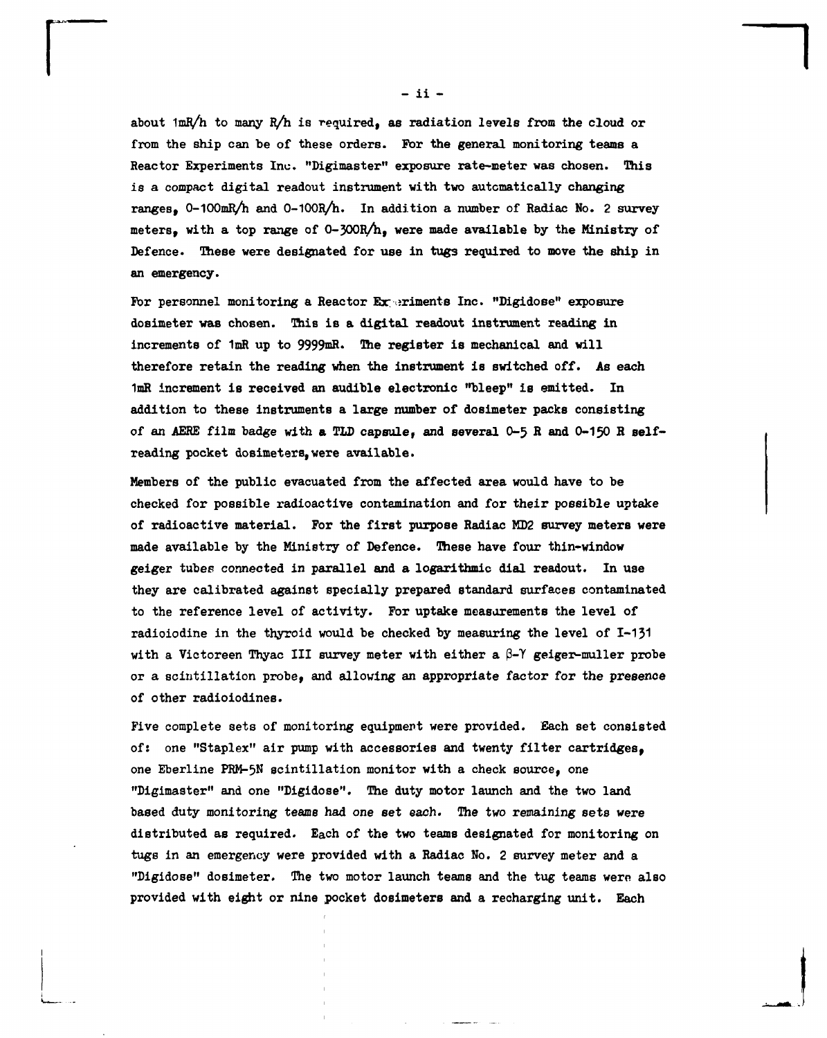about 1mR/h to many R/h is required, as radiation levels from the cloud or from the ship can be of these orders. For the general monitoring teams a Reactor Experiments Inc. "Digimaster" exposure rate-meter was chosen. This is a compact digital readout instrument with two automatically changing ranges, 0-100mR/h and 0-100R/h. In addition a number of Radiac No. 2 survey meters, with a top range of 0-300R/h, were made available by the Ministry of Defence. These were designated for use in tugs required to move the ship in an emergency.

For personnel monitoring a Reactor Experiments Inc. "Digidose" exposure dosimeter was chosen. This is a digital readout instrument reading in increments of 1mR up to 9999mR. The register is mechanical and will therefore retain the reading when the instrument is switched off. As each 1mR increment is received an audible electronic "bleep" is emitted. In addition to these instruments a large number of dosimeter packs consisting of an AERE film badge with a TLD capsule, and several 0-5 R and 0-150 R self-reading pocket dosimeters, were available.

Members of the public evacuated from the affected area would have to be checked for possible radioactive contamination and for their possible uptake of radioactive material. For the first purpose Radiac MD2 survey meters were made available by the Ministry of Defence. These have four thin-window geiger tubes connected in parallel and a logarithmic dial readout. In use they are calibrated against specially prepared standard surfaces contaminated to the reference level of activity. For uptake measurements the level of radioiodine in the thyroid would be checked by measuring the level of I-131 with a Victoreen Thyac III survey meter with either a $\beta$-$\gamma$ geiger-muller probe or a scintillation probe, and allowing an appropriate factor for the presence of other radioiodines.

Five complete sets of monitoring equipment were provided. Each set consisted of: one "Staplex" air pump with accessories and twenty filter cartridges, one Eberline PRM-5N scintillation monitor with a check source, one "Digimaster" and one "Digidose". The duty motor launch and the two land based duty monitoring teams had one set each. The two remaining sets were distributed as required. Each of the two teams designated for monitoring on tugs in an emergency were provided with a Radiac No. 2 survey meter and a "Digidose" dosimeter. The two motor launch teams and the tug teams were also provided with eight or nine pocket dosimeters and a recharging unit. Each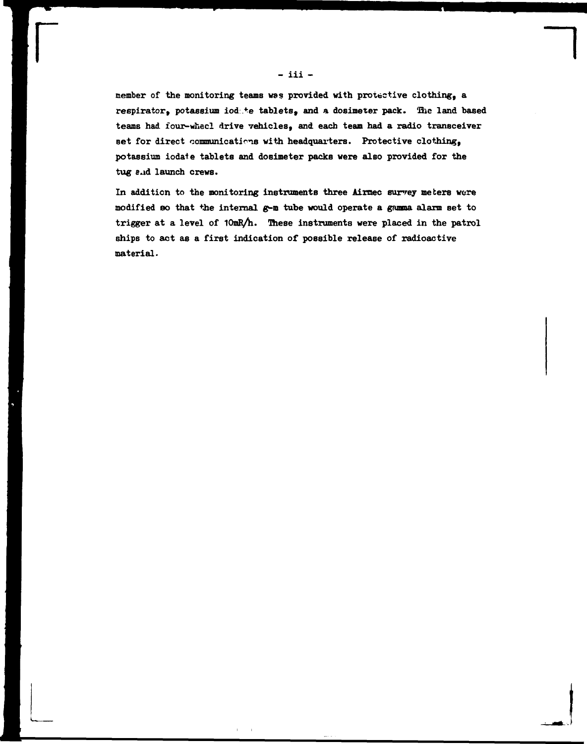member of the monitoring teams was provided with protective clothing, a respirator, potassium iodate tablets, and a dosimeter pack. The land based teams had four-wheel drive vehicles, and each team had a radio transceiver set for direct communications with headquarters. Protective clothing, potassium iodate tablets and dosimeter packs were also provided for the tug and launch crews.

In addition to the monitoring instruments three Airmec survey meters were modified so that the internal g-m tube would operate a gamma alarm set to trigger at a level of 10mR/h. These instruments were placed in the patrol ships to act as a first indication of possible release of radioactive material.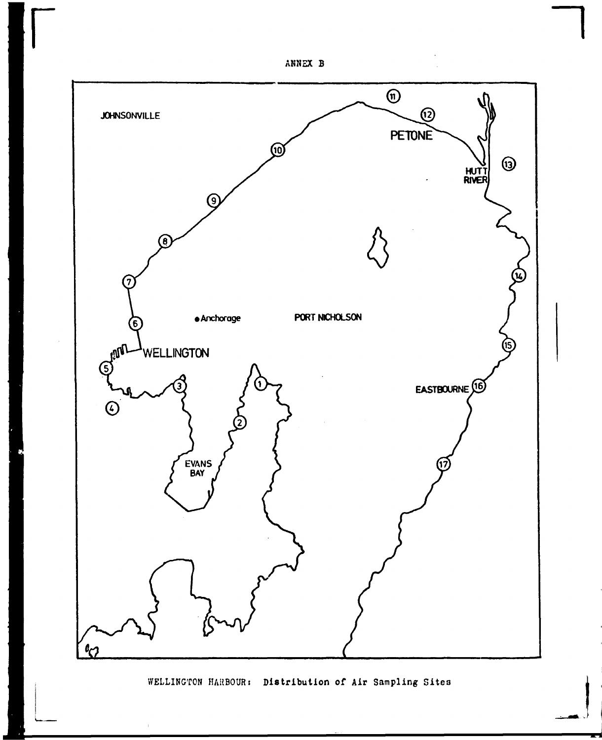ANNEX B

JOHNSONVILLE

PETONE

HUTT RIVER

Anchorage

PORT NICHOLSON

WELLINGTON

EVANS BAY

EASTBOURNE

WELLINGTON HARBOUR: Distribution of Air Sampling Sites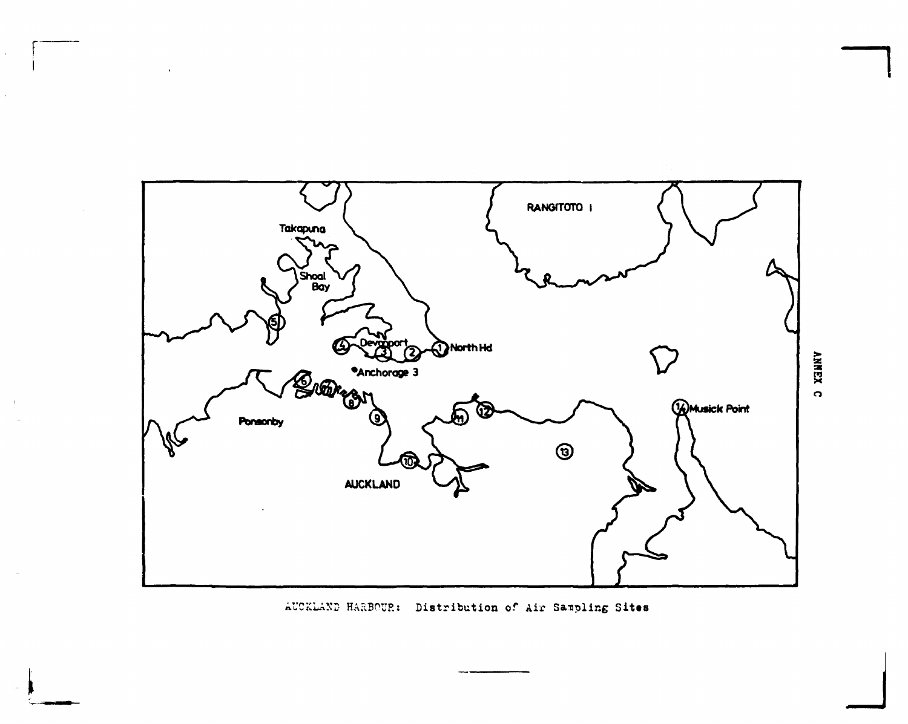ANNEX C

RANGITOTO I

Takapuna

Shoal Bay

Devonport

North Hd

Anchorage 3

Ponsonby

AUCKLAND

Musick Point

AUCKLAND HARBOUR: Distribution of Air Sampling Sites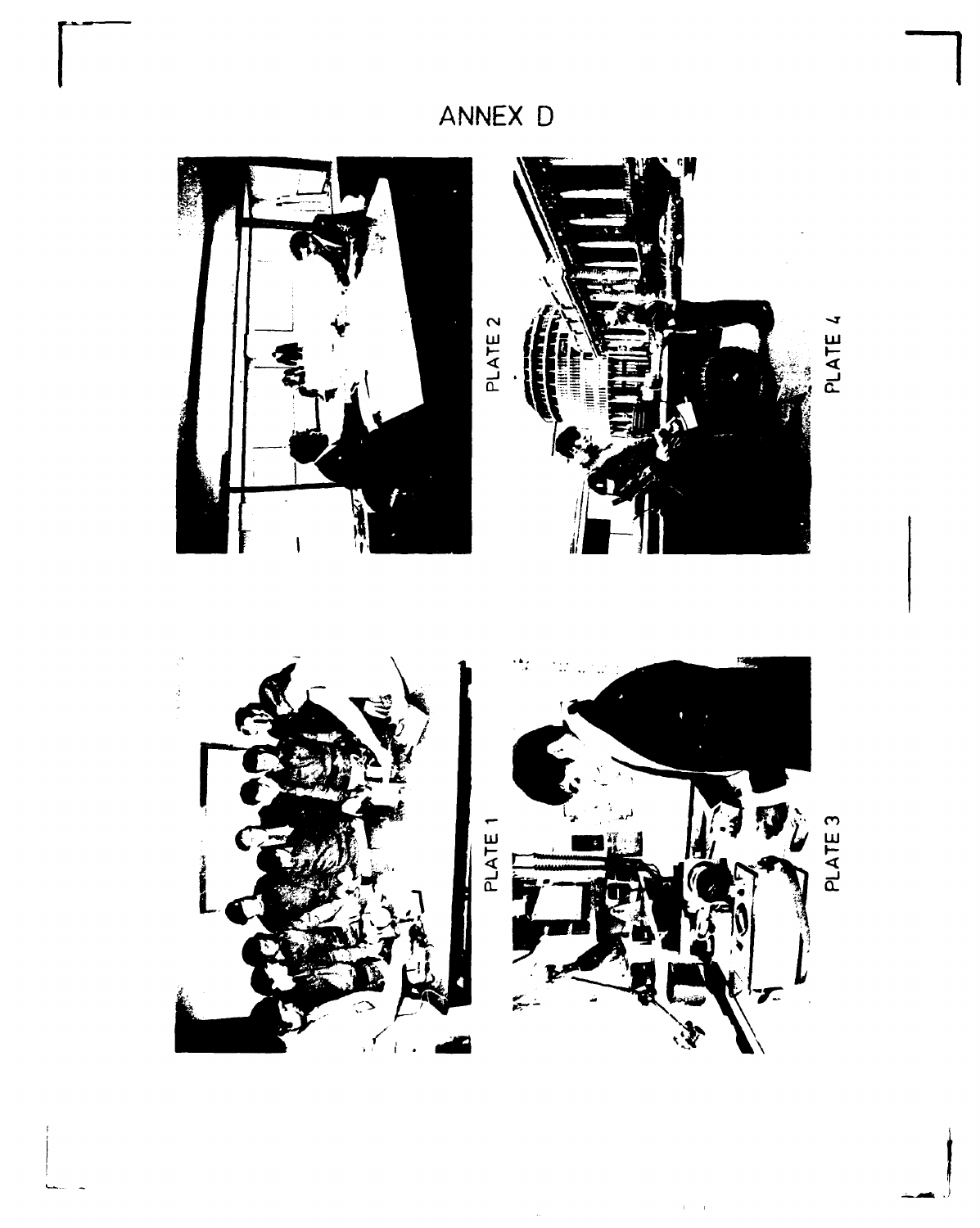# ANNEX D

PLATE 1

PLATE 2

PLATE 3

PLATE 4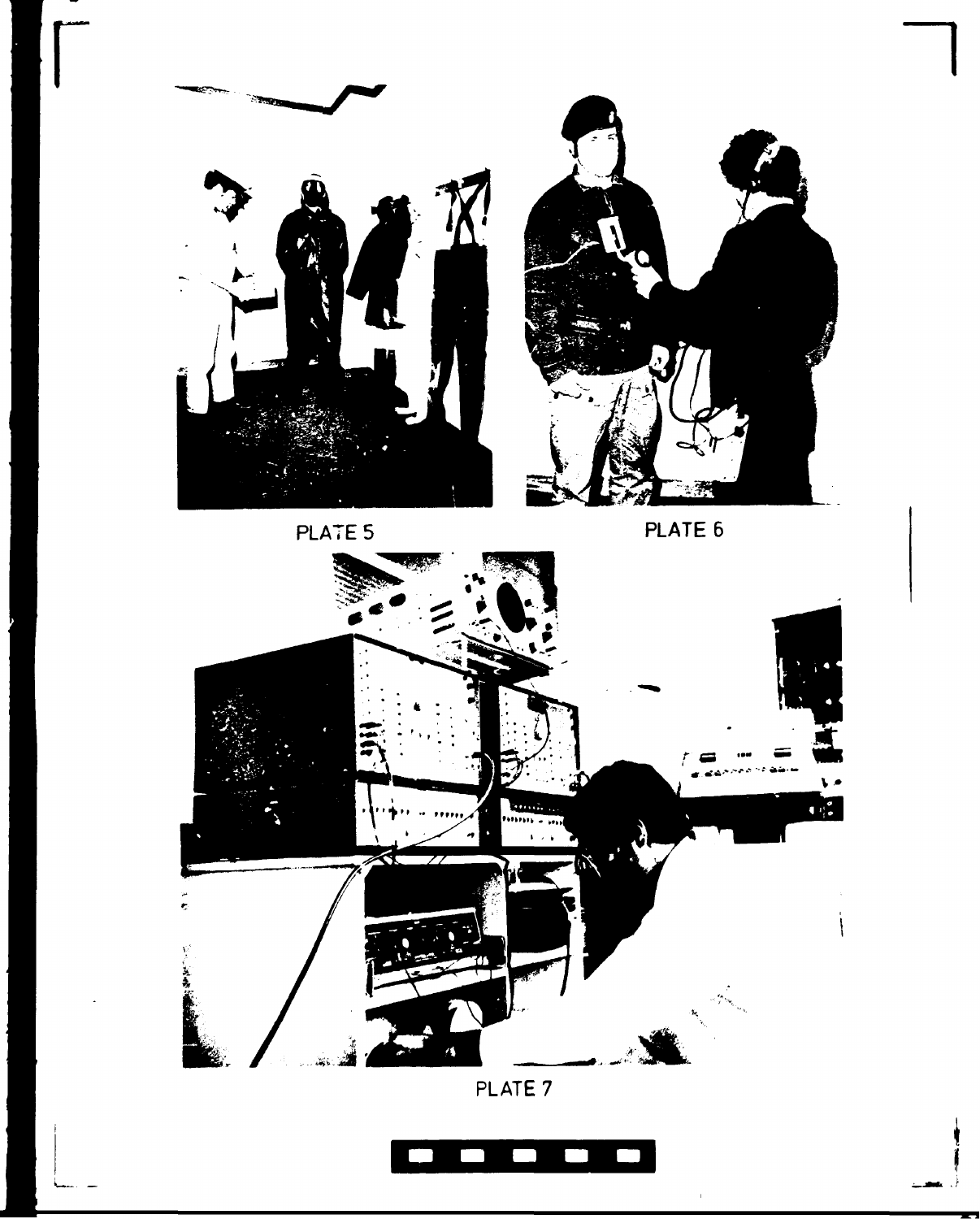PLATE 5

PLATE 6

PLATE 7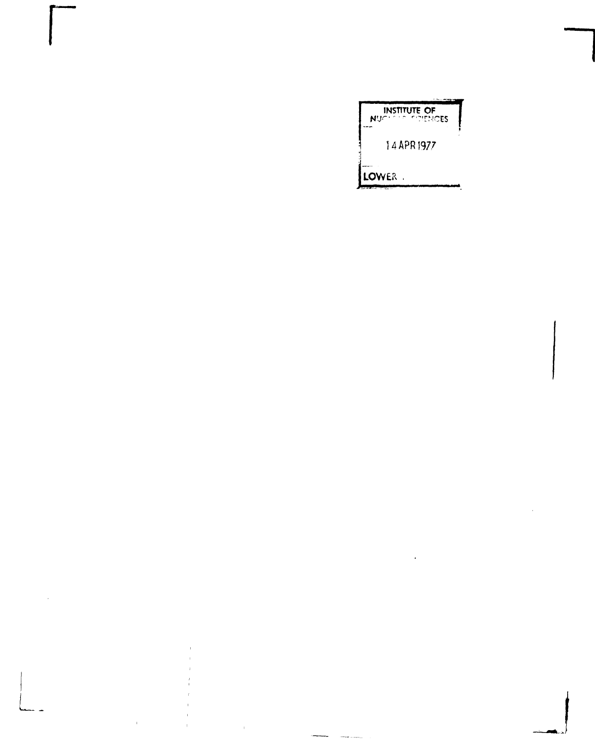INSTITUTE OF
NUCLEAR SCIENCES

14 APR 1977

LOWER